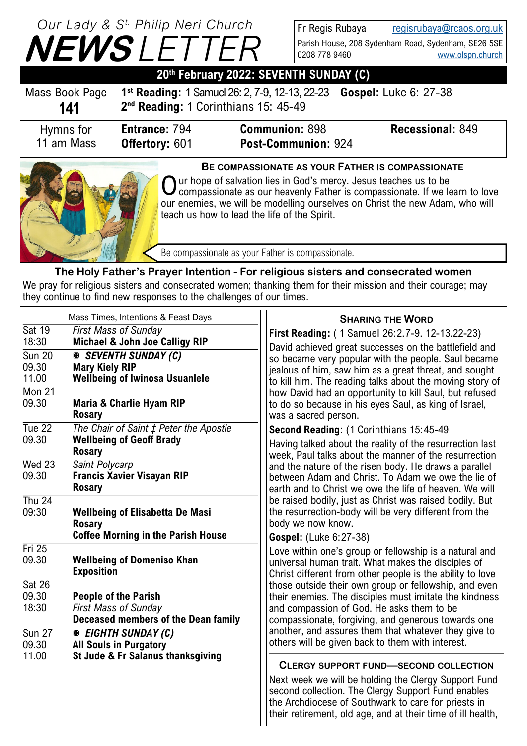# Our Lady & St. Philip Neri Church NEWSLETTER

Fr Regis Rubaya regisrubaya@rcaos.org.uk
Parish House, 208 Sydenham Road, Sydenham, SE26 5SE
0208 778 9460 www.olspn.church

## 20th February 2022: SEVENTH SUNDAY (C)

| Mass Book Page **141** | **1st Reading:** 1 Samuel 26: 2, 7-9, 12-13, 22-23 **Gospel:** Luke 6: 27-38 **2nd Reading:** 1 Corinthians 15: 45-49 | | |
|---|---|---|---|
| Hymns for 11 am Mass | **Entrance:** 794 **Offertory:** 601 | **Communion:** 898 **Post-Communion:** 924 | **Recessional:** 849 |

### Be compassionate as your Father is compassionate

Our hope of salvation lies in God's mercy. Jesus teaches us to be compassionate as our heavenly Father is compassionate. If we learn to love our enemies, we will be modelling ourselves on Christ the new Adam, who will teach us how to lead the life of the Spirit.

Be compassionate as your Father is compassionate.

### The Holy Father's Prayer Intention - For religious sisters and consecrated women

We pray for religious sisters and consecrated women; thanking them for their mission and their courage; may they continue to find new responses to the challenges of our times.

### Mass Times, Intentions & Feast Days

| | |
|---|---|
| Sat 19 | *First Mass of Sunday* |
| 18:30 | **Michael & John Joe Calligy RIP** |
| Sun 20 | ✠ ***SEVENTH SUNDAY (C)*** |
| 09.30 | **Mary Kiely RIP** |
| 11.00 | **Wellbeing of Iwinosa Usuanlele** |
| Mon 21 | |
| 09.30 | **Maria & Charlie Hyam RIP** |
| | **Rosary** |
| Tue 22 | *The Chair of Saint ‡ Peter the Apostle* |
| 09.30 | **Wellbeing of Geoff Brady** |
| | **Rosary** |
| Wed 23 | *Saint Polycarp* |
| 09.30 | **Francis Xavier Visayan RIP** |
| | **Rosary** |
| Thu 24 | |
| 09:30 | **Wellbeing of Elisabetta De Masi** |
| | **Rosary** |
| | **Coffee Morning in the Parish House** |
| Fri 25 | |
| 09.30 | **Wellbeing of Domeniso Khan** |
| | **Exposition** |
| Sat 26 | |
| 09.30 | **People of the Parish** |
| 18:30 | *First Mass of Sunday* |
| | **Deceased members of the Dean family** |
| Sun 27 | ✠ ***EIGHTH SUNDAY (C)*** |
| 09.30 | **All Souls in Purgatory** |
| 11.00 | **St Jude & Fr Salanus thanksgiving** |

### Sharing the Word

**First Reading:** ( 1 Samuel 26:2.7-9. 12-13.22-23)

David achieved great successes on the battlefield and so became very popular with the people. Saul became jealous of him, saw him as a great threat, and sought to kill him. The reading talks about the moving story of how David had an opportunity to kill Saul, but refused to do so because in his eyes Saul, as king of Israel, was a sacred person.

**Second Reading:** (1 Corinthians 15:45-49

Having talked about the reality of the resurrection last week, Paul talks about the manner of the resurrection and the nature of the risen body. He draws a parallel between Adam and Christ. To Adam we owe the lie of earth and to Christ we owe the life of heaven. We will be raised bodily, just as Christ was raised bodily. But the resurrection-body will be very different from the body we now know.

**Gospel:** (Luke 6:27-38)

Love within one's group or fellowship is a natural and universal human trait. What makes the disciples of Christ different from other people is the ability to love those outside their own group or fellowship, and even their enemies. The disciples must imitate the kindness and compassion of God. He asks them to be compassionate, forgiving, and generous towards one another, and assures them that whatever they give to others will be given back to them with interest.

### Clergy Support Fund—Second Collection

Next week we will be holding the Clergy Support Fund second collection. The Clergy Support Fund enables the Archdiocese of Southwark to care for priests in their retirement, old age, and at their time of ill health,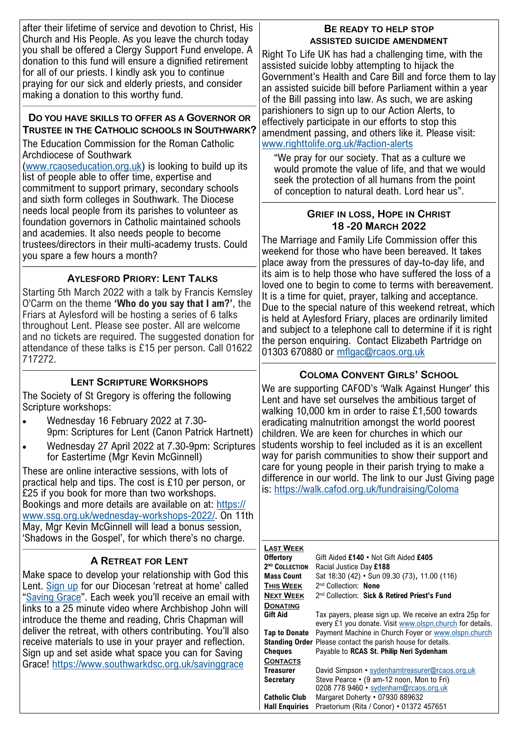after their lifetime of service and devotion to Christ, His Church and His People. As you leave the church today you shall be offered a Clergy Support Fund envelope. A donation to this fund will ensure a dignified retirement for all of our priests. I kindly ask you to continue praying for our sick and elderly priests, and consider making a donation to this worthy fund.

### Do you have skills to offer as a Governor or Trustee in the Catholic schools in Southwark?

The Education Commission for the Roman Catholic Archdiocese of Southwark (www.rcaoseducation.org.uk) is looking to build up its list of people able to offer time, expertise and commitment to support primary, secondary schools and sixth form colleges in Southwark. The Diocese needs local people from its parishes to volunteer as foundation governors in Catholic maintained schools and academies. It also needs people to become trustees/directors in their multi-academy trusts. Could you spare a few hours a month?

### Aylesford Priory: Lent Talks

Starting 5th March 2022 with a talk by Francis Kemsley O'Carm on the theme **'Who do you say that I am?'**, the Friars at Aylesford will be hosting a series of 6 talks throughout Lent. Please see poster. All are welcome and no tickets are required. The suggested donation for attendance of these talks is £15 per person. Call 01622 717272.

### Lent Scripture Workshops

The Society of St Gregory is offering the following Scripture workshops:

- Wednesday 16 February 2022 at 7.30-9pm: Scriptures for Lent (Canon Patrick Hartnett)
- Wednesday 27 April 2022 at 7.30-9pm: Scriptures for Eastertime (Mgr Kevin McGinnell)

These are online interactive sessions, with lots of practical help and tips. The cost is £10 per person, or £25 if you book for more than two workshops. Bookings and more details are available on at: https://www.ssg.org.uk/wednesday-workshops-2022/. On 11th May, Mgr Kevin McGinnell will lead a bonus session, 'Shadows in the Gospel', for which there's no charge.

### A Retreat for Lent

Make space to develop your relationship with God this Lent. Sign up for our Diocesan 'retreat at home' called "Saving Grace". Each week you'll receive an email with links to a 25 minute video where Archbishop John will introduce the theme and reading, Chris Chapman will deliver the retreat, with others contributing. You'll also receive materials to use in your prayer and reflection. Sign up and set aside what space you can for Saving Grace! https://www.southwarkdsc.org.uk/savinggrace

### Be ready to help stop assisted suicide amendment

Right To Life UK has had a challenging time, with the assisted suicide lobby attempting to hijack the Government's Health and Care Bill and force them to lay an assisted suicide bill before Parliament within a year of the Bill passing into law. As such, we are asking parishioners to sign up to our Action Alerts, to effectively participate in our efforts to stop this amendment passing, and others like it. Please visit: www.righttolife.org.uk/#action-alerts

> "We pray for our society. That as a culture we would promote the value of life, and that we would seek the protection of all humans from the point of conception to natural death. Lord hear us".

### Grief in Loss, Hope in Christ 18 -20 March 2022

The Marriage and Family Life Commission offer this weekend for those who have been bereaved. It takes place away from the pressures of day-to-day life, and its aim is to help those who have suffered the loss of a loved one to begin to come to terms with bereavement. It is a time for quiet, prayer, talking and acceptance. Due to the special nature of this weekend retreat, which is held at Aylesford Friary, places are ordinarily limited and subject to a telephone call to determine if it is right the person enquiring. Contact Elizabeth Partridge on 01303 670880 or mflgac@rcaos.org.uk

### Coloma Convent Girls' School

We are supporting CAFOD's 'Walk Against Hunger' this Lent and have set ourselves the ambitious target of walking 10,000 km in order to raise £1,500 towards eradicating malnutrition amongst the world poorest children. We are keen for churches in which our students worship to feel included as it is an excellent way for parish communities to show their support and care for young people in their parish trying to make a difference in our world. The link to our Just Giving page is: https://walk.cafod.org.uk/fundraising/Coloma

| | |
|---|---|
| **Last Week** | |
| **Offertory** | Gift Aided **£140** • Not Gift Aided **£405** |
| **2nd Collection** | Racial Justice Day **£188** |
| **Mass Count** | Sat 18:30 (42) • Sun 09.30 (73), 11.00 (116) |
| **This Week** | 2nd Collection: **None** |
| **Next Week** | 2nd Collection: **Sick & Retired Priest's Fund** |
| **Donating** | |
| **Gift Aid** | Tax payers, please sign up. We receive an extra 25p for every £1 you donate. Visit www.olspn.church for details. |
| **Tap to Donate** | Payment Machine in Church Foyer or www.olspn.church |
| **Standing Order** | Please contact the parish house for details. |
| **Cheques** | Payable to **RCAS St. Philip Neri Sydenham** |
| **Contacts** | |
| **Treasurer** | David Simpson • sydenhamtreasurer@rcaos.org.uk |
| **Secretary** | Steve Pearce • (9 am-12 noon, Mon to Fri) 0208 778 9460 • sydenham@rcaos.org.uk |
| **Catholic Club** | Margaret Doherty • 07930 889632 |
| **Hall Enquiries** | Praetorium (Rita / Conor) • 01372 457651 |